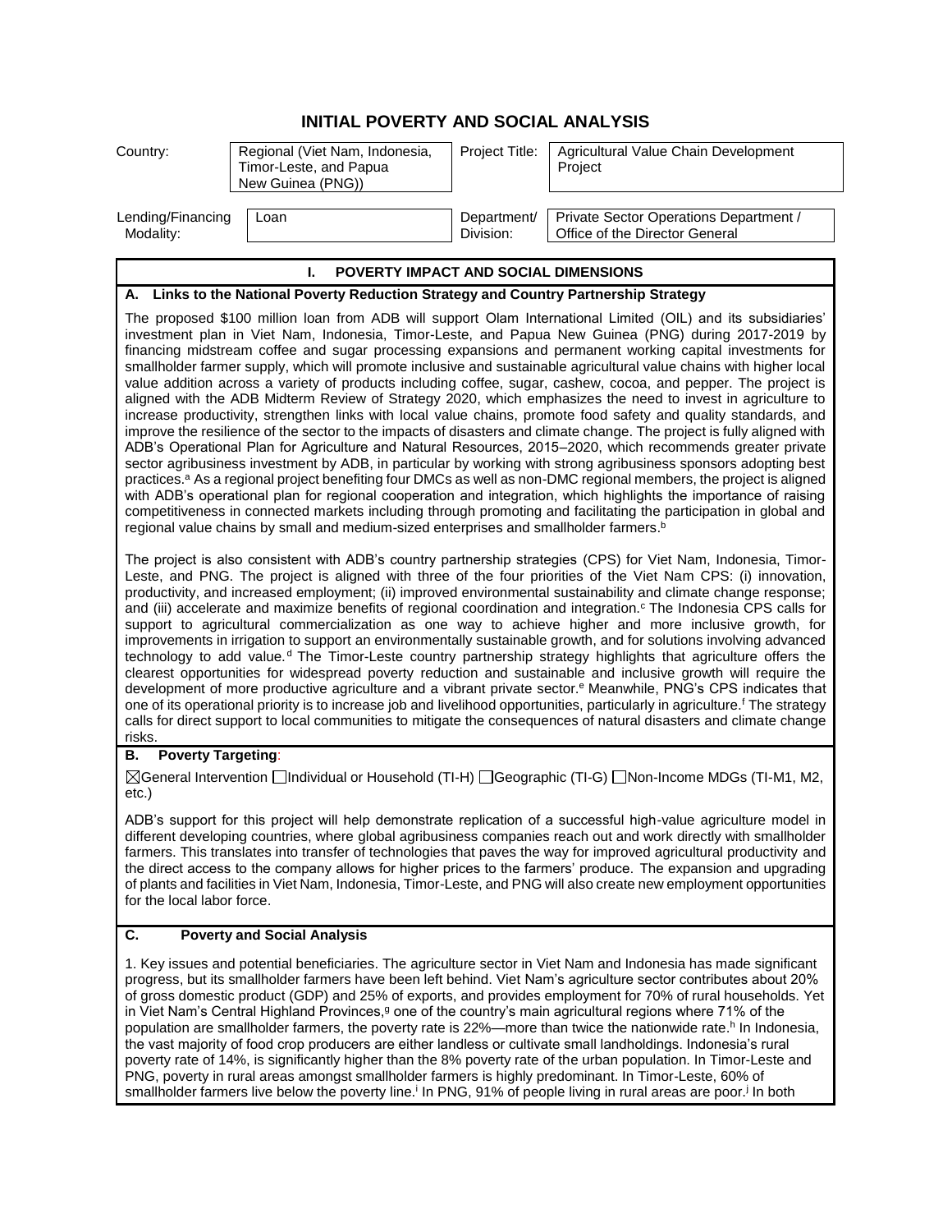# INITIAL POVERTY AND SOCIAL ANALYSIS

| Country: | Regional (Viet Nam, Indonesia, Timor-Leste, and Papua New Guinea (PNG)) | Project Title: | Agricultural Value Chain Development Project |
|---|---|---|---|
| Lending/Financing Modality: | Loan | Department/ Division: | Private Sector Operations Department / Office of the Director General |

## I. POVERTY IMPACT AND SOCIAL DIMENSIONS

### A. Links to the National Poverty Reduction Strategy and Country Partnership Strategy

The proposed $100 million loan from ADB will support Olam International Limited (OIL) and its subsidiaries' investment plan in Viet Nam, Indonesia, Timor-Leste, and Papua New Guinea (PNG) during 2017-2019 by financing midstream coffee and sugar processing expansions and permanent working capital investments for smallholder farmer supply, which will promote inclusive and sustainable agricultural value chains with higher local value addition across a variety of products including coffee, sugar, cashew, cocoa, and pepper. The project is aligned with the ADB Midterm Review of Strategy 2020, which emphasizes the need to invest in agriculture to increase productivity, strengthen links with local value chains, promote food safety and quality standards, and improve the resilience of the sector to the impacts of disasters and climate change. The project is fully aligned with ADB's Operational Plan for Agriculture and Natural Resources, 2015–2020, which recommends greater private sector agribusiness investment by ADB, in particular by working with strong agribusiness sponsors adopting best practices.[a] As a regional project benefiting four DMCs as well as non-DMC regional members, the project is aligned with ADB's operational plan for regional cooperation and integration, which highlights the importance of raising competitiveness in connected markets including through promoting and facilitating the participation in global and regional value chains by small and medium-sized enterprises and smallholder farmers.[b]

The project is also consistent with ADB's country partnership strategies (CPS) for Viet Nam, Indonesia, Timor-Leste, and PNG. The project is aligned with three of the four priorities of the Viet Nam CPS: (i) innovation, productivity, and increased employment; (ii) improved environmental sustainability and climate change response; and (iii) accelerate and maximize benefits of regional coordination and integration.[c] The Indonesia CPS calls for support to agricultural commercialization as one way to achieve higher and more inclusive growth, for improvements in irrigation to support an environmentally sustainable growth, and for solutions involving advanced technology to add value.[d] The Timor-Leste country partnership strategy highlights that agriculture offers the clearest opportunities for widespread poverty reduction and sustainable and inclusive growth will require the development of more productive agriculture and a vibrant private sector.[e] Meanwhile, PNG's CPS indicates that one of its operational priority is to increase job and livelihood opportunities, particularly in agriculture.[f] The strategy calls for direct support to local communities to mitigate the consequences of natural disasters and climate change risks.

### B. Poverty Targeting:

☒General Intervention ☐Individual or Household (TI-H) ☐Geographic (TI-G) ☐Non-Income MDGs (TI-M1, M2, etc.)

ADB's support for this project will help demonstrate replication of a successful high-value agriculture model in different developing countries, where global agribusiness companies reach out and work directly with smallholder farmers. This translates into transfer of technologies that paves the way for improved agricultural productivity and the direct access to the company allows for higher prices to the farmers' produce. The expansion and upgrading of plants and facilities in Viet Nam, Indonesia, Timor-Leste, and PNG will also create new employment opportunities for the local labor force.

### C. Poverty and Social Analysis

1. Key issues and potential beneficiaries. The agriculture sector in Viet Nam and Indonesia has made significant progress, but its smallholder farmers have been left behind. Viet Nam's agriculture sector contributes about 20% of gross domestic product (GDP) and 25% of exports, and provides employment for 70% of rural households. Yet in Viet Nam's Central Highland Provinces,[g] one of the country's main agricultural regions where 71% of the population are smallholder farmers, the poverty rate is 22%—more than twice the nationwide rate.[h] In Indonesia, the vast majority of food crop producers are either landless or cultivate small landholdings. Indonesia's rural poverty rate of 14%, is significantly higher than the 8% poverty rate of the urban population. In Timor-Leste and PNG, poverty in rural areas amongst smallholder farmers is highly predominant. In Timor-Leste, 60% of smallholder farmers live below the poverty line.[i] In PNG, 91% of people living in rural areas are poor.[j] In both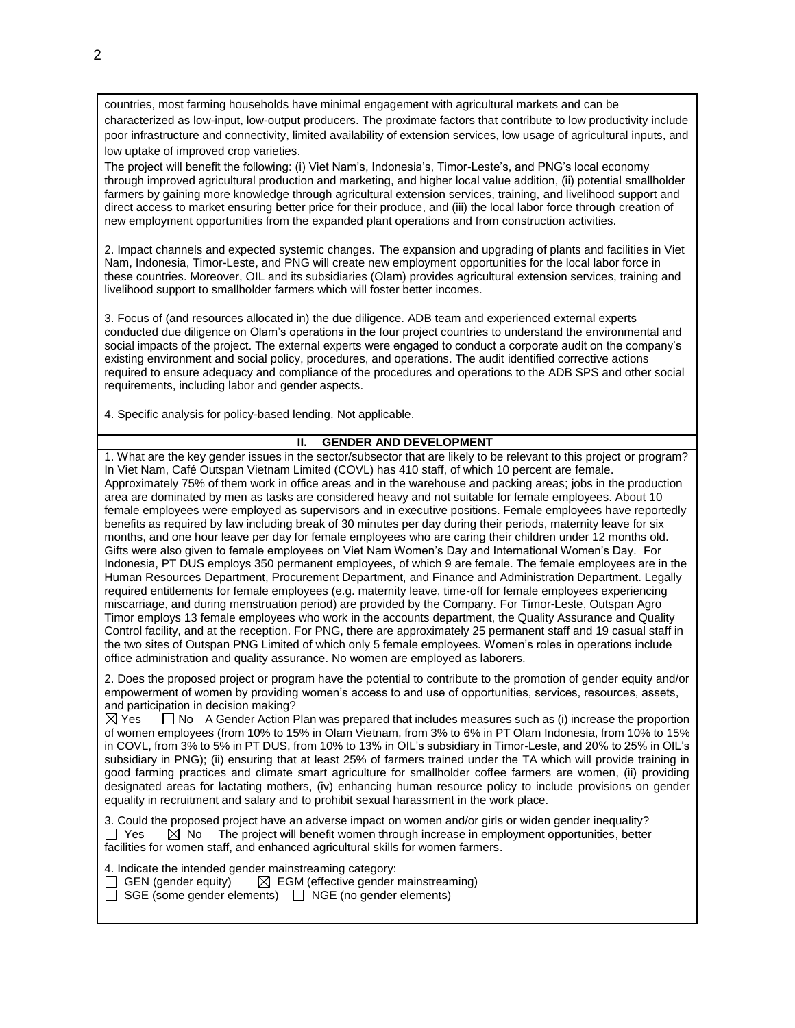countries, most farming households have minimal engagement with agricultural markets and can be characterized as low-input, low-output producers. The proximate factors that contribute to low productivity include poor infrastructure and connectivity, limited availability of extension services, low usage of agricultural inputs, and low uptake of improved crop varieties.

The project will benefit the following: (i) Viet Nam's, Indonesia's, Timor-Leste's, and PNG's local economy through improved agricultural production and marketing, and higher local value addition, (ii) potential smallholder farmers by gaining more knowledge through agricultural extension services, training, and livelihood support and direct access to market ensuring better price for their produce, and (iii) the local labor force through creation of new employment opportunities from the expanded plant operations and from construction activities.

2. Impact channels and expected systemic changes. The expansion and upgrading of plants and facilities in Viet Nam, Indonesia, Timor-Leste, and PNG will create new employment opportunities for the local labor force in these countries. Moreover, OIL and its subsidiaries (Olam) provides agricultural extension services, training and livelihood support to smallholder farmers which will foster better incomes.

3. Focus of (and resources allocated in) the due diligence. ADB team and experienced external experts conducted due diligence on Olam's operations in the four project countries to understand the environmental and social impacts of the project. The external experts were engaged to conduct a corporate audit on the company's existing environment and social policy, procedures, and operations. The audit identified corrective actions required to ensure adequacy and compliance of the procedures and operations to the ADB SPS and other social requirements, including labor and gender aspects.

4. Specific analysis for policy-based lending. Not applicable.

## II. GENDER AND DEVELOPMENT

1. What are the key gender issues in the sector/subsector that are likely to be relevant to this project or program? In Viet Nam, Café Outspan Vietnam Limited (COVL) has 410 staff, of which 10 percent are female. Approximately 75% of them work in office areas and in the warehouse and packing areas; jobs in the production area are dominated by men as tasks are considered heavy and not suitable for female employees. About 10 female employees were employed as supervisors and in executive positions. Female employees have reportedly benefits as required by law including break of 30 minutes per day during their periods, maternity leave for six months, and one hour leave per day for female employees who are caring their children under 12 months old. Gifts were also given to female employees on Viet Nam Women's Day and International Women's Day. For Indonesia, PT DUS employs 350 permanent employees, of which 9 are female. The female employees are in the Human Resources Department, Procurement Department, and Finance and Administration Department. Legally required entitlements for female employees (e.g. maternity leave, time-off for female employees experiencing miscarriage, and during menstruation period) are provided by the Company. For Timor-Leste, Outspan Agro Timor employs 13 female employees who work in the accounts department, the Quality Assurance and Quality Control facility, and at the reception. For PNG, there are approximately 25 permanent staff and 19 casual staff in the two sites of Outspan PNG Limited of which only 5 female employees. Women's roles in operations include office administration and quality assurance. No women are employed as laborers.

2. Does the proposed project or program have the potential to contribute to the promotion of gender equity and/or empowerment of women by providing women's access to and use of opportunities, services, resources, assets, and participation in decision making?
☒ Yes ☐ No A Gender Action Plan was prepared that includes measures such as (i) increase the proportion of women employees (from 10% to 15% in Olam Vietnam, from 3% to 6% in PT Olam Indonesia, from 10% to 15% in COVL, from 3% to 5% in PT DUS, from 10% to 13% in OIL's subsidiary in Timor-Leste, and 20% to 25% in OIL's subsidiary in PNG); (ii) ensuring that at least 25% of farmers trained under the TA which will provide training in good farming practices and climate smart agriculture for smallholder coffee farmers are women, (ii) providing designated areas for lactating mothers, (iv) enhancing human resource policy to include provisions on gender equality in recruitment and salary and to prohibit sexual harassment in the work place.

3. Could the proposed project have an adverse impact on women and/or girls or widen gender inequality?
☐ Yes ☒ No The project will benefit women through increase in employment opportunities, better facilities for women staff, and enhanced agricultural skills for women farmers.

4. Indicate the intended gender mainstreaming category:
☐ GEN (gender equity) ☒ EGM (effective gender mainstreaming)
☐ SGE (some gender elements) ☐ NGE (no gender elements)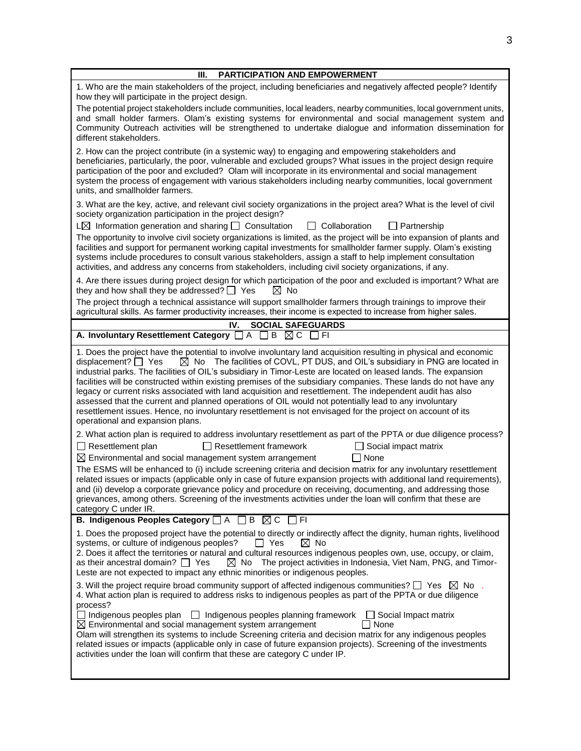## III. PARTICIPATION AND EMPOWERMENT

1. Who are the main stakeholders of the project, including beneficiaries and negatively affected people? Identify how they will participate in the project design.

The potential project stakeholders include communities, local leaders, nearby communities, local government units, and small holder farmers. Olam's existing systems for environmental and social management system and Community Outreach activities will be strengthened to undertake dialogue and information dissemination for different stakeholders.

2. How can the project contribute (in a systemic way) to engaging and empowering stakeholders and beneficiaries, particularly, the poor, vulnerable and excluded groups? What issues in the project design require participation of the poor and excluded? Olam will incorporate in its environmental and social management system the process of engagement with various stakeholders including nearby communities, local government units, and smallholder farmers.

3. What are the key, active, and relevant civil society organizations in the project area? What is the level of civil society organization participation in the project design?

L☒ Information generation and sharing ☐ Consultation ☐ Collaboration ☐ Partnership

The opportunity to involve civil society organizations is limited, as the project will be into expansion of plants and facilities and support for permanent working capital investments for smallholder farmer supply. Olam's existing systems include procedures to consult various stakeholders, assign a staff to help implement consultation activities, and address any concerns from stakeholders, including civil society organizations, if any.

4. Are there issues during project design for which participation of the poor and excluded is important? What are they and how shall they be addressed? ☐ Yes ☒ No

The project through a technical assistance will support smallholder farmers through trainings to improve their agricultural skills. As farmer productivity increases, their income is expected to increase from higher sales.

## IV. SOCIAL SAFEGUARDS

**A. Involuntary Resettlement Category** ☐ A ☐ B ☒ C ☐ FI

1. Does the project have the potential to involve involuntary land acquisition resulting in physical and economic displacement? ☐ Yes ☒ No The facilities of COVL, PT DUS, and OIL's subsidiary in PNG are located in industrial parks. The facilities of OIL's subsidiary in Timor-Leste are located on leased lands. The expansion facilities will be constructed within existing premises of the subsidiary companies. These lands do not have any legacy or current risks associated with land acquisition and resettlement. The independent audit has also assessed that the current and planned operations of OIL would not potentially lead to any involuntary resettlement issues. Hence, no involuntary resettlement is not envisaged for the project on account of its operational and expansion plans.

2. What action plan is required to address involuntary resettlement as part of the PPTA or due diligence process?

☐ Resettlement plan ☐ Resettlement framework ☐ Social impact matrix
☒ Environmental and social management system arrangement ☐ None

The ESMS will be enhanced to (i) include screening criteria and decision matrix for any involuntary resettlement related issues or impacts (applicable only in case of future expansion projects with additional land requirements), and (ii) develop a corporate grievance policy and procedure on receiving, documenting, and addressing those grievances, among others. Screening of the investments activities under the loan will confirm that these are category C under IR.

**B. Indigenous Peoples Category** ☐ A ☐ B ☒ C ☐ FI

1. Does the proposed project have the potential to directly or indirectly affect the dignity, human rights, livelihood systems, or culture of indigenous peoples? ☐ Yes ☒ No
2. Does it affect the territories or natural and cultural resources indigenous peoples own, use, occupy, or claim, as their ancestral domain? ☐ Yes ☒ No The project activities in Indonesia, Viet Nam, PNG, and Timor-Leste are not expected to impact any ethnic minorities or indigenous peoples.

3. Will the project require broad community support of affected indigenous communities? ☐ Yes ☒ No .
4. What action plan is required to address risks to indigenous peoples as part of the PPTA or due diligence process?

☐ Indigenous peoples plan ☐ Indigenous peoples planning framework ☐ Social Impact matrix
☒ Environmental and social management system arrangement ☐ None

Olam will strengthen its systems to include Screening criteria and decision matrix for any indigenous peoples related issues or impacts (applicable only in case of future expansion projects). Screening of the investments activities under the loan will confirm that these are category C under IP.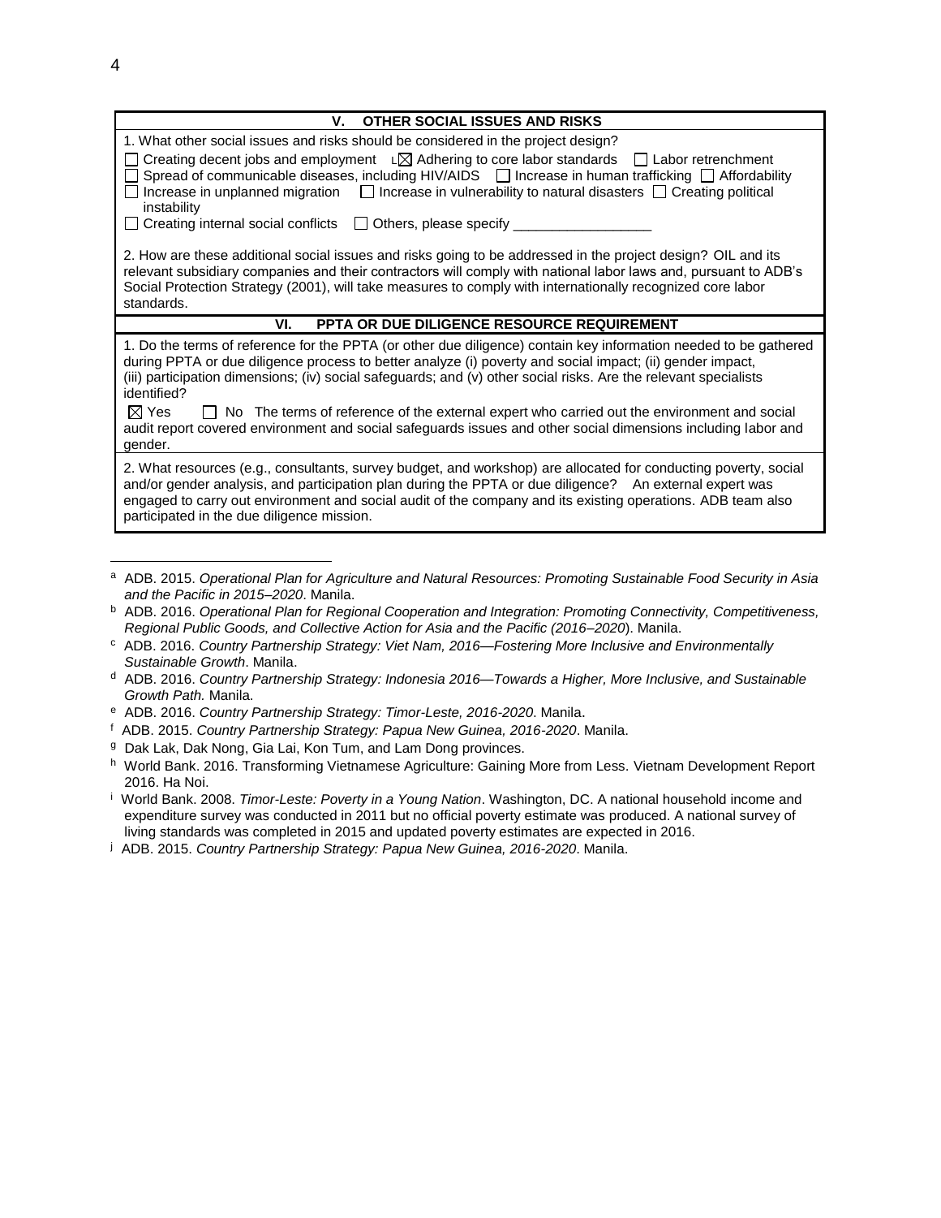## V. OTHER SOCIAL ISSUES AND RISKS

1. What other social issues and risks should be considered in the project design?

☐ Creating decent jobs and employment L☒ Adhering to core labor standards ☐ Labor retrenchment
☐ Spread of communicable diseases, including HIV/AIDS ☐ Increase in human trafficking ☐ Affordability
☐ Increase in unplanned migration ☐ Increase in vulnerability to natural disasters ☐ Creating political instability
☐ Creating internal social conflicts ☐ Others, please specify __________________

2. How are these additional social issues and risks going to be addressed in the project design? OIL and its relevant subsidiary companies and their contractors will comply with national labor laws and, pursuant to ADB's Social Protection Strategy (2001), will take measures to comply with internationally recognized core labor standards.

## VI. PPTA OR DUE DILIGENCE RESOURCE REQUIREMENT

1. Do the terms of reference for the PPTA (or other due diligence) contain key information needed to be gathered during PPTA or due diligence process to better analyze (i) poverty and social impact; (ii) gender impact, (iii) participation dimensions; (iv) social safeguards; and (v) other social risks. Are the relevant specialists identified?

☒ Yes ☐ No The terms of reference of the external expert who carried out the environment and social audit report covered environment and social safeguards issues and other social dimensions including labor and gender.

2. What resources (e.g., consultants, survey budget, and workshop) are allocated for conducting poverty, social and/or gender analysis, and participation plan during the PPTA or due diligence? An external expert was engaged to carry out environment and social audit of the company and its existing operations. ADB team also participated in the due diligence mission.

---

[a] ADB. 2015. *Operational Plan for Agriculture and Natural Resources: Promoting Sustainable Food Security in Asia and the Pacific in 2015–2020*. Manila.

[b] ADB. 2016. *Operational Plan for Regional Cooperation and Integration: Promoting Connectivity, Competitiveness, Regional Public Goods, and Collective Action for Asia and the Pacific (2016–2020*). Manila.

[c] ADB. 2016. *Country Partnership Strategy: Viet Nam, 2016—Fostering More Inclusive and Environmentally Sustainable Growth*. Manila.

[d] ADB. 2016. *Country Partnership Strategy: Indonesia 2016—Towards a Higher, More Inclusive, and Sustainable Growth Path.* Manila.

[e] ADB. 2016. *Country Partnership Strategy: Timor-Leste, 2016-2020*. Manila.

[f] ADB. 2015. *Country Partnership Strategy: Papua New Guinea, 2016-2020*. Manila.

[g] Dak Lak, Dak Nong, Gia Lai, Kon Tum, and Lam Dong provinces.

[h] World Bank. 2016. Transforming Vietnamese Agriculture: Gaining More from Less. Vietnam Development Report 2016. Ha Noi.

[i] World Bank. 2008. *Timor-Leste: Poverty in a Young Nation*. Washington, DC. A national household income and expenditure survey was conducted in 2011 but no official poverty estimate was produced. A national survey of living standards was completed in 2015 and updated poverty estimates are expected in 2016.

[j] ADB. 2015. *Country Partnership Strategy: Papua New Guinea, 2016-2020*. Manila.